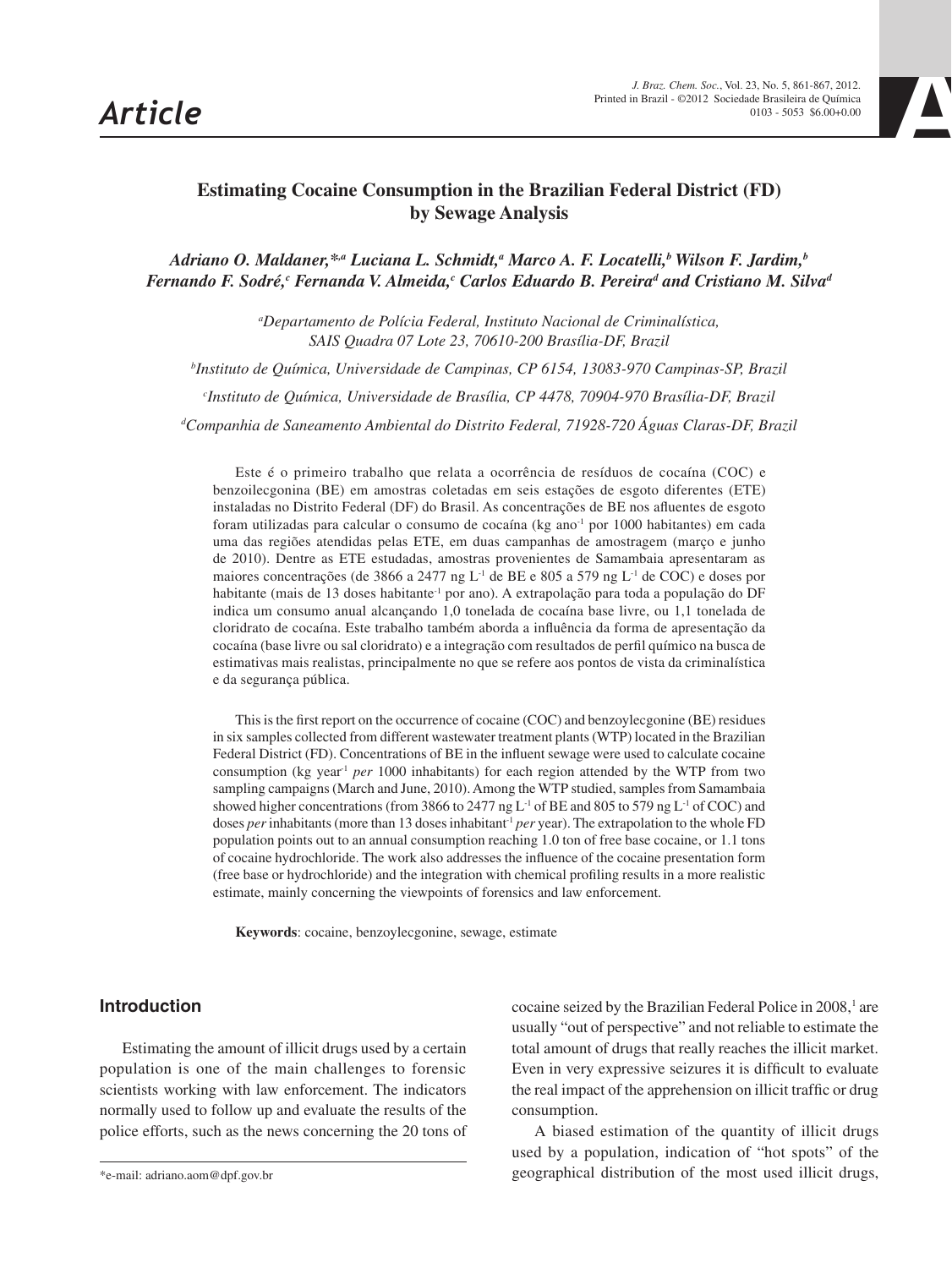# Estimating Cocaine Consumption in the Brazilian Federal District (FD) by Sewage Analysis

*Adriano O. Maldaner,*[,a] Luciana L. Schmidt,[a] Marco A. F. Locatelli,[b] Wilson F. Jardim,[b] Fernando F. Sodré,[c] Fernanda V. Almeida,[c] Carlos Eduardo B. Pereira[d] and Cristiano M. Silva[d]*

[a]*Departamento de Polícia Federal, Instituto Nacional de Criminalística, SAIS Quadra 07 Lote 23, 70610-200 Brasília-DF, Brazil*

[b]*Instituto de Química, Universidade de Campinas, CP 6154, 13083-970 Campinas-SP, Brazil*

[c]*Instituto de Química, Universidade de Brasília, CP 4478, 70904-970 Brasília-DF, Brazil*

[d]*Companhia de Saneamento Ambiental do Distrito Federal, 71928-720 Águas Claras-DF, Brazil*

Este é o primeiro trabalho que relata a ocorrência de resíduos de cocaína (COC) e benzoilecgonina (BE) em amostras coletadas em seis estações de esgoto diferentes (ETE) instaladas no Distrito Federal (DF) do Brasil. As concentrações de BE nos afluentes de esgoto foram utilizadas para calcular o consumo de cocaína (kg ano$^{-1}$ por 1000 habitantes) em cada uma das regiões atendidas pelas ETE, em duas campanhas de amostragem (março e junho de 2010). Dentre as ETE estudadas, amostras provenientes de Samambaia apresentaram as maiores concentrações (de 3866 a 2477 ng L$^{-1}$ de BE e 805 a 579 ng L$^{-1}$ de COC) e doses por habitante (mais de 13 doses habitante$^{-1}$ por ano). A extrapolação para toda a população do DF indica um consumo anual alcançando 1,0 tonelada de cocaína base livre, ou 1,1 tonelada de cloridrato de cocaína. Este trabalho também aborda a influência da forma de apresentação da cocaína (base livre ou sal cloridrato) e a integração com resultados de perfil químico na busca de estimativas mais realistas, principalmente no que se refere aos pontos de vista da criminalística e da segurança pública.

This is the first report on the occurrence of cocaine (COC) and benzoylecgonine (BE) residues in six samples collected from different wastewater treatment plants (WTP) located in the Brazilian Federal District (FD). Concentrations of BE in the influent sewage were used to calculate cocaine consumption (kg year$^{-1}$ *per* 1000 inhabitants) for each region attended by the WTP from two sampling campaigns (March and June, 2010). Among the WTP studied, samples from Samambaia showed higher concentrations (from 3866 to 2477 ng L$^{-1}$ of BE and 805 to 579 ng L$^{-1}$ of COC) and doses *per* inhabitants (more than 13 doses inhabitant$^{-1}$ *per* year). The extrapolation to the whole FD population points out to an annual consumption reaching 1.0 ton of free base cocaine, or 1.1 tons of cocaine hydrochloride. The work also addresses the influence of the cocaine presentation form (free base or hydrochloride) and the integration with chemical profiling results in a more realistic estimate, mainly concerning the viewpoints of forensics and law enforcement.

**Keywords**: cocaine, benzoylecgonine, sewage, estimate

## Introduction

Estimating the amount of illicit drugs used by a certain population is one of the main challenges to forensic scientists working with law enforcement. The indicators normally used to follow up and evaluate the results of the police efforts, such as the news concerning the 20 tons of cocaine seized by the Brazilian Federal Police in 2008,[1] are usually "out of perspective" and not reliable to estimate the total amount of drugs that really reaches the illicit market. Even in very expressive seizures it is difficult to evaluate the real impact of the apprehension on illicit traffic or drug consumption.

A biased estimation of the quantity of illicit drugs used by a population, indication of "hot spots" of the geographical distribution of the most used illicit drugs,

*e-mail: adriano.aom@dpf.gov.br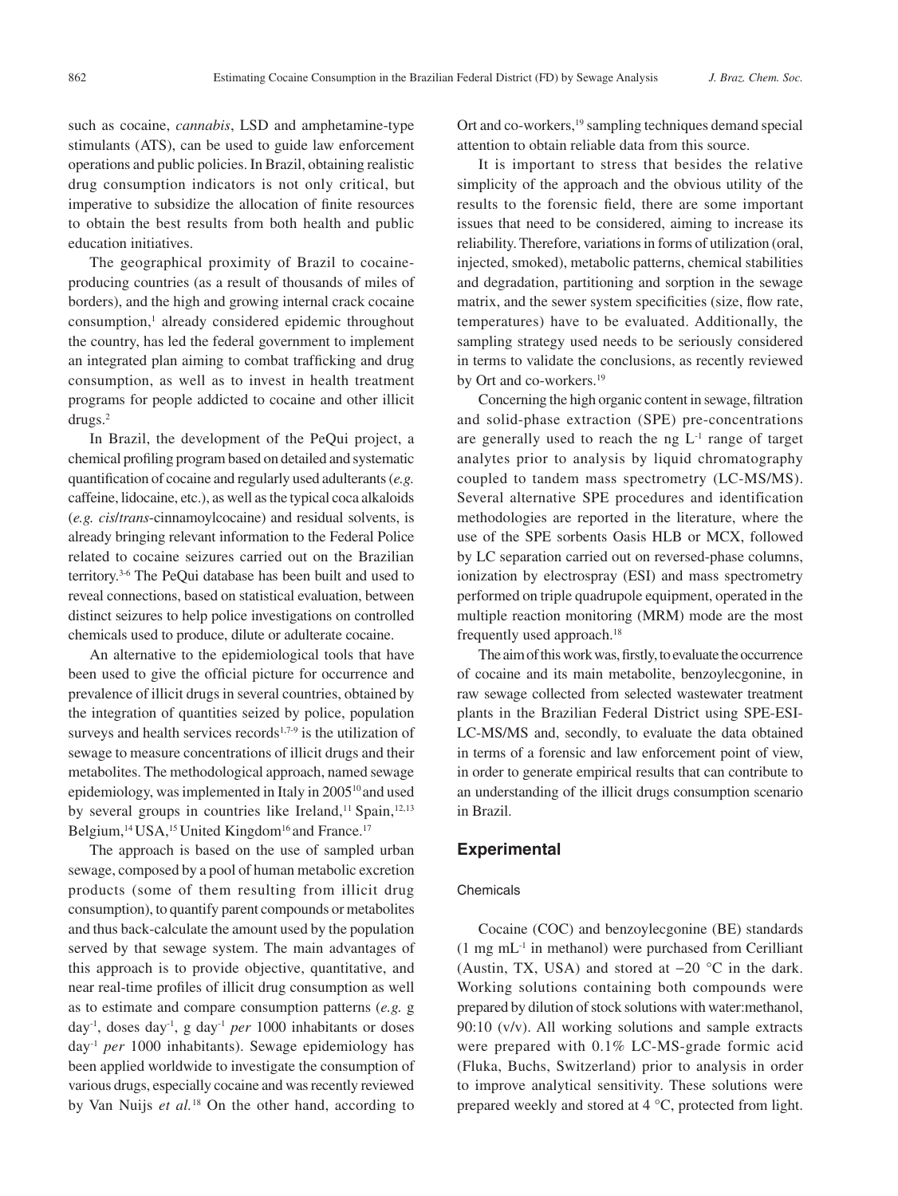such as cocaine, *cannabis*, LSD and amphetamine-type stimulants (ATS), can be used to guide law enforcement operations and public policies. In Brazil, obtaining realistic drug consumption indicators is not only critical, but imperative to subsidize the allocation of finite resources to obtain the best results from both health and public education initiatives.

The geographical proximity of Brazil to cocaine-producing countries (as a result of thousands of miles of borders), and the high and growing internal crack cocaine consumption,[1] already considered epidemic throughout the country, has led the federal government to implement an integrated plan aiming to combat trafficking and drug consumption, as well as to invest in health treatment programs for people addicted to cocaine and other illicit drugs.[2]

In Brazil, the development of the PeQui project, a chemical profiling program based on detailed and systematic quantification of cocaine and regularly used adulterants (*e.g.* caffeine, lidocaine, etc.), as well as the typical coca alkaloids (*e.g. cis*/*trans*-cinnamoylcocaine) and residual solvents, is already bringing relevant information to the Federal Police related to cocaine seizures carried out on the Brazilian territory.[3-6] The PeQui database has been built and used to reveal connections, based on statistical evaluation, between distinct seizures to help police investigations on controlled chemicals used to produce, dilute or adulterate cocaine.

An alternative to the epidemiological tools that have been used to give the official picture for occurrence and prevalence of illicit drugs in several countries, obtained by the integration of quantities seized by police, population surveys and health services records[1,7-9] is the utilization of sewage to measure concentrations of illicit drugs and their metabolites. The methodological approach, named sewage epidemiology, was implemented in Italy in 2005[10] and used by several groups in countries like Ireland,[11] Spain,[12,13] Belgium,[14] USA,[15] United Kingdom[16] and France.[17]

The approach is based on the use of sampled urban sewage, composed by a pool of human metabolic excretion products (some of them resulting from illicit drug consumption), to quantify parent compounds or metabolites and thus back-calculate the amount used by the population served by that sewage system. The main advantages of this approach is to provide objective, quantitative, and near real-time profiles of illicit drug consumption as well as to estimate and compare consumption patterns (*e.g.* g day$^{-1}$, doses day$^{-1}$, g day$^{-1}$ *per* 1000 inhabitants or doses day$^{-1}$ *per* 1000 inhabitants). Sewage epidemiology has been applied worldwide to investigate the consumption of various drugs, especially cocaine and was recently reviewed by Van Nuijs *et al.*[18] On the other hand, according to Ort and co-workers,[19] sampling techniques demand special attention to obtain reliable data from this source.

It is important to stress that besides the relative simplicity of the approach and the obvious utility of the results to the forensic field, there are some important issues that need to be considered, aiming to increase its reliability. Therefore, variations in forms of utilization (oral, injected, smoked), metabolic patterns, chemical stabilities and degradation, partitioning and sorption in the sewage matrix, and the sewer system specificities (size, flow rate, temperatures) have to be evaluated. Additionally, the sampling strategy used needs to be seriously considered in terms to validate the conclusions, as recently reviewed by Ort and co-workers.[19]

Concerning the high organic content in sewage, filtration and solid-phase extraction (SPE) pre-concentrations are generally used to reach the ng L$^{-1}$ range of target analytes prior to analysis by liquid chromatography coupled to tandem mass spectrometry (LC-MS/MS). Several alternative SPE procedures and identification methodologies are reported in the literature, where the use of the SPE sorbents Oasis HLB or MCX, followed by LC separation carried out on reversed-phase columns, ionization by electrospray (ESI) and mass spectrometry performed on triple quadrupole equipment, operated in the multiple reaction monitoring (MRM) mode are the most frequently used approach.[18]

The aim of this work was, firstly, to evaluate the occurrence of cocaine and its main metabolite, benzoylecgonine, in raw sewage collected from selected wastewater treatment plants in the Brazilian Federal District using SPE-ESI-LC-MS/MS and, secondly, to evaluate the data obtained in terms of a forensic and law enforcement point of view, in order to generate empirical results that can contribute to an understanding of the illicit drugs consumption scenario in Brazil.

## Experimental

### Chemicals

Cocaine (COC) and benzoylecgonine (BE) standards (1 mg mL$^{-1}$ in methanol) were purchased from Cerilliant (Austin, TX, USA) and stored at −20 °C in the dark. Working solutions containing both compounds were prepared by dilution of stock solutions with water:methanol, 90:10 (v/v). All working solutions and sample extracts were prepared with 0.1% LC-MS-grade formic acid (Fluka, Buchs, Switzerland) prior to analysis in order to improve analytical sensitivity. These solutions were prepared weekly and stored at 4 °C, protected from light.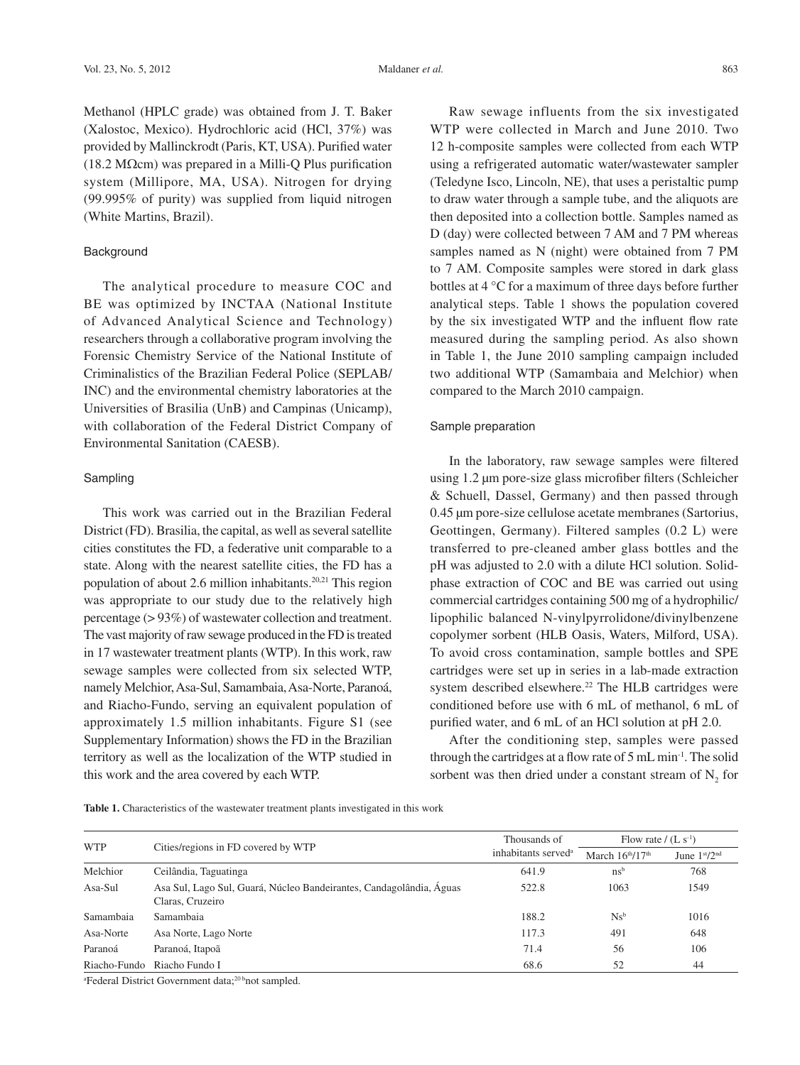Methanol (HPLC grade) was obtained from J. T. Baker (Xalostoc, Mexico). Hydrochloric acid (HCl, 37%) was provided by Mallinckrodt (Paris, KT, USA). Purified water (18.2 MΩcm) was prepared in a Milli-Q Plus purification system (Millipore, MA, USA). Nitrogen for drying (99.995% of purity) was supplied from liquid nitrogen (White Martins, Brazil).

### Background

The analytical procedure to measure COC and BE was optimized by INCTAA (National Institute of Advanced Analytical Science and Technology) researchers through a collaborative program involving the Forensic Chemistry Service of the National Institute of Criminalistics of the Brazilian Federal Police (SEPLAB/INC) and the environmental chemistry laboratories at the Universities of Brasilia (UnB) and Campinas (Unicamp), with collaboration of the Federal District Company of Environmental Sanitation (CAESB).

### Sampling

This work was carried out in the Brazilian Federal District (FD). Brasilia, the capital, as well as several satellite cities constitutes the FD, a federative unit comparable to a state. Along with the nearest satellite cities, the FD has a population of about 2.6 million inhabitants.[20,21] This region was appropriate to our study due to the relatively high percentage (> 93%) of wastewater collection and treatment. The vast majority of raw sewage produced in the FD is treated in 17 wastewater treatment plants (WTP). In this work, raw sewage samples were collected from six selected WTP, namely Melchior, Asa-Sul, Samambaia, Asa-Norte, Paranoá, and Riacho-Fundo, serving an equivalent population of approximately 1.5 million inhabitants. Figure S1 (see Supplementary Information) shows the FD in the Brazilian territory as well as the localization of the WTP studied in this work and the area covered by each WTP.

Raw sewage influents from the six investigated WTP were collected in March and June 2010. Two 12 h-composite samples were collected from each WTP using a refrigerated automatic water/wastewater sampler (Teledyne Isco, Lincoln, NE), that uses a peristaltic pump to draw water through a sample tube, and the aliquots are then deposited into a collection bottle. Samples named as D (day) were collected between 7 AM and 7 PM whereas samples named as N (night) were obtained from 7 PM to 7 AM. Composite samples were stored in dark glass bottles at 4 °C for a maximum of three days before further analytical steps. Table 1 shows the population covered by the six investigated WTP and the influent flow rate measured during the sampling period. As also shown in Table 1, the June 2010 sampling campaign included two additional WTP (Samambaia and Melchior) when compared to the March 2010 campaign.

### Sample preparation

In the laboratory, raw sewage samples were filtered using 1.2 µm pore-size glass microfiber filters (Schleicher & Schuell, Dassel, Germany) and then passed through 0.45 µm pore-size cellulose acetate membranes (Sartorius, Geottingen, Germany). Filtered samples (0.2 L) were transferred to pre-cleaned amber glass bottles and the pH was adjusted to 2.0 with a dilute HCl solution. Solid-phase extraction of COC and BE was carried out using commercial cartridges containing 500 mg of a hydrophilic/lipophilic balanced N-vinylpyrrolidone/divinylbenzene copolymer sorbent (HLB Oasis, Waters, Milford, USA). To avoid cross contamination, sample bottles and SPE cartridges were set up in series in a lab-made extraction system described elsewhere.[22] The HLB cartridges were conditioned before use with 6 mL of methanol, 6 mL of purified water, and 6 mL of an HCl solution at pH 2.0.

After the conditioning step, samples were passed through the cartridges at a flow rate of 5 mL $min^{-1}$. The solid sorbent was then dried under a constant stream of $N_2$ for

**Table 1.** Characteristics of the wastewater treatment plants investigated in this work

| WTP | Cities/regions in FD covered by WTP | Thousands of inhabitants served[a] | Flow rate / (L $s^{-1}$) | |
|---|---|---|---|---|
| | | | March 16th/17th | June 1st/2nd |
| Melchior | Ceilândia, Taguatinga | 641.9 | ns[b] | 768 |
| Asa-Sul | Asa Sul, Lago Sul, Guará, Núcleo Bandeirantes, Candagolândia, Águas Claras, Cruzeiro | 522.8 | 1063 | 1549 |
| Samambaia | Samambaia | 188.2 | Ns[b] | 1016 |
| Asa-Norte | Asa Norte, Lago Norte | 117.3 | 491 | 648 |
| Paranoá | Paranoá, Itapoã | 71.4 | 56 | 106 |
| Riacho-Fundo | Riacho Fundo I | 68.6 | 52 | 44 |

[a]Federal District Government data;[20] [b]not sampled.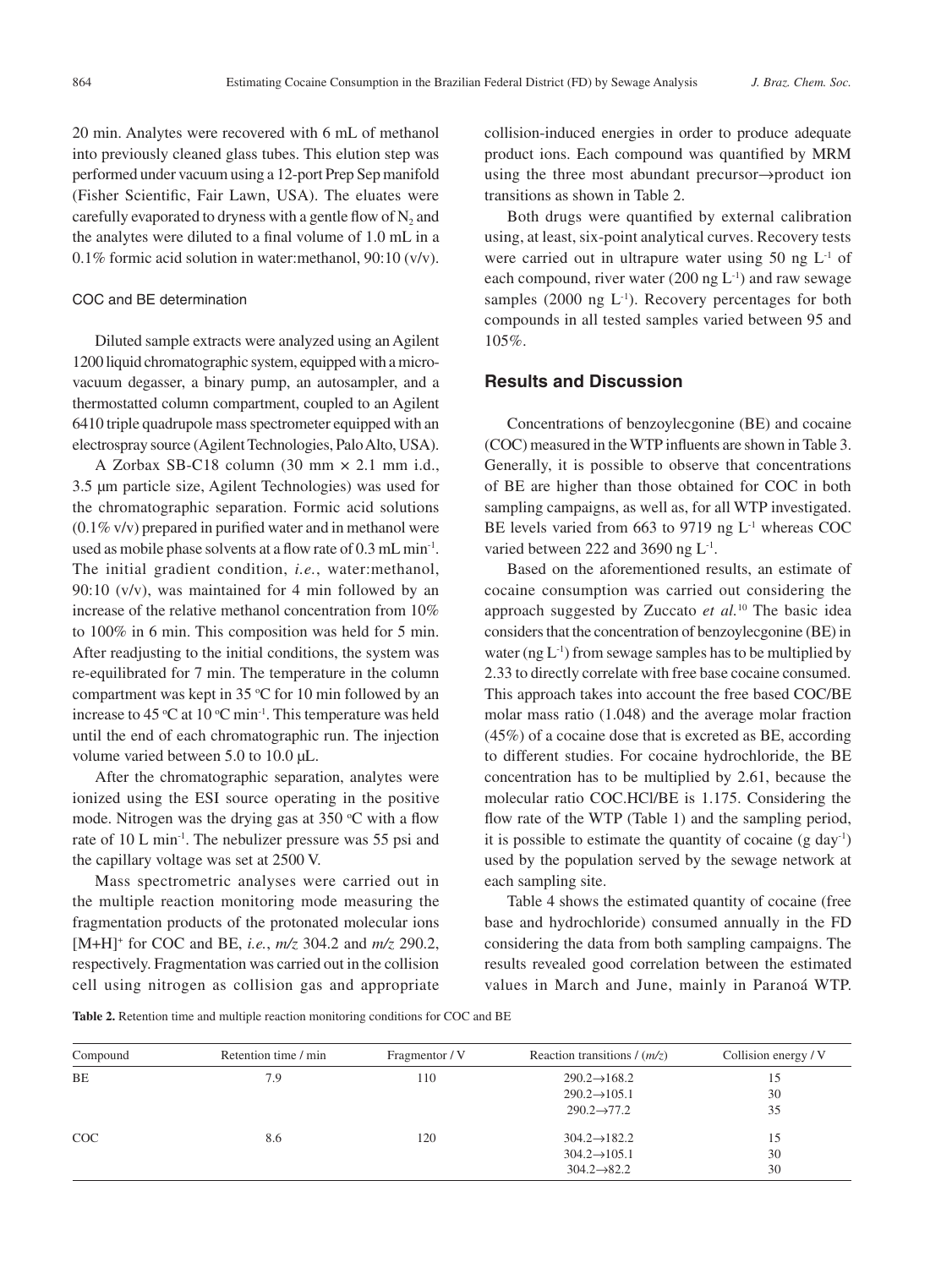20 min. Analytes were recovered with 6 mL of methanol into previously cleaned glass tubes. This elution step was performed under vacuum using a 12-port Prep Sep manifold (Fisher Scientific, Fair Lawn, USA). The eluates were carefully evaporated to dryness with a gentle flow of $N_2$ and the analytes were diluted to a final volume of 1.0 mL in a 0.1% formic acid solution in water:methanol, 90:10 (v/v).

### COC and BE determination

Diluted sample extracts were analyzed using an Agilent 1200 liquid chromatographic system, equipped with a micro-vacuum degasser, a binary pump, an autosampler, and a thermostatted column compartment, coupled to an Agilent 6410 triple quadrupole mass spectrometer equipped with an electrospray source (Agilent Technologies, Palo Alto, USA).

A Zorbax SB-C18 column (30 mm × 2.1 mm i.d., 3.5 µm particle size, Agilent Technologies) was used for the chromatographic separation. Formic acid solutions (0.1% v/v) prepared in purified water and in methanol were used as mobile phase solvents at a flow rate of 0.3 mL min$^{-1}$. The initial gradient condition, *i.e.*, water:methanol, 90:10 (v/v), was maintained for 4 min followed by an increase of the relative methanol concentration from 10% to 100% in 6 min. This composition was held for 5 min. After readjusting to the initial conditions, the system was re-equilibrated for 7 min. The temperature in the column compartment was kept in 35 °C for 10 min followed by an increase to 45 °C at 10 °C min$^{-1}$. This temperature was held until the end of each chromatographic run. The injection volume varied between 5.0 to 10.0 µL.

After the chromatographic separation, analytes were ionized using the ESI source operating in the positive mode. Nitrogen was the drying gas at 350 °C with a flow rate of 10 L min$^{-1}$. The nebulizer pressure was 55 psi and the capillary voltage was set at 2500 V.

Mass spectrometric analyses were carried out in the multiple reaction monitoring mode measuring the fragmentation products of the protonated molecular ions $[M+H]^+$ for COC and BE, *i.e.*, *m/z* 304.2 and *m/z* 290.2, respectively. Fragmentation was carried out in the collision cell using nitrogen as collision gas and appropriate collision-induced energies in order to produce adequate product ions. Each compound was quantified by MRM using the three most abundant precursor→product ion transitions as shown in Table 2.

Both drugs were quantified by external calibration using, at least, six-point analytical curves. Recovery tests were carried out in ultrapure water using 50 ng L$^{-1}$ of each compound, river water (200 ng L$^{-1}$) and raw sewage samples (2000 ng L$^{-1}$). Recovery percentages for both compounds in all tested samples varied between 95 and 105%.

## Results and Discussion

Concentrations of benzoylecgonine (BE) and cocaine (COC) measured in the WTP influents are shown in Table 3. Generally, it is possible to observe that concentrations of BE are higher than those obtained for COC in both sampling campaigns, as well as, for all WTP investigated. BE levels varied from 663 to 9719 ng L$^{-1}$ whereas COC varied between 222 and 3690 ng L$^{-1}$.

Based on the aforementioned results, an estimate of cocaine consumption was carried out considering the approach suggested by Zuccato *et al.*[10] The basic idea considers that the concentration of benzoylecgonine (BE) in water (ng L$^{-1}$) from sewage samples has to be multiplied by 2.33 to directly correlate with free base cocaine consumed. This approach takes into account the free based COC/BE molar mass ratio (1.048) and the average molar fraction (45%) of a cocaine dose that is excreted as BE, according to different studies. For cocaine hydrochloride, the BE concentration has to be multiplied by 2.61, because the molecular ratio COC.HCl/BE is 1.175. Considering the flow rate of the WTP (Table 1) and the sampling period, it is possible to estimate the quantity of cocaine (g day$^{-1}$) used by the population served by the sewage network at each sampling site.

Table 4 shows the estimated quantity of cocaine (free base and hydrochloride) consumed annually in the FD considering the data from both sampling campaigns. The results revealed good correlation between the estimated values in March and June, mainly in Paranoá WTP.

**Table 2.** Retention time and multiple reaction monitoring conditions for COC and BE

| Compound | Retention time / min | Fragmentor / V | Reaction transitions / (*m/z*) | Collision energy / V |
|---|---|---|---|---|
| BE | 7.9 | 110 | 290.2→168.2 | 15 |
| | | | 290.2→105.1 | 30 |
| | | | 290.2→77.2 | 35 |
| COC | 8.6 | 120 | 304.2→182.2 | 15 |
| | | | 304.2→105.1 | 30 |
| | | | 304.2→82.2 | 30 |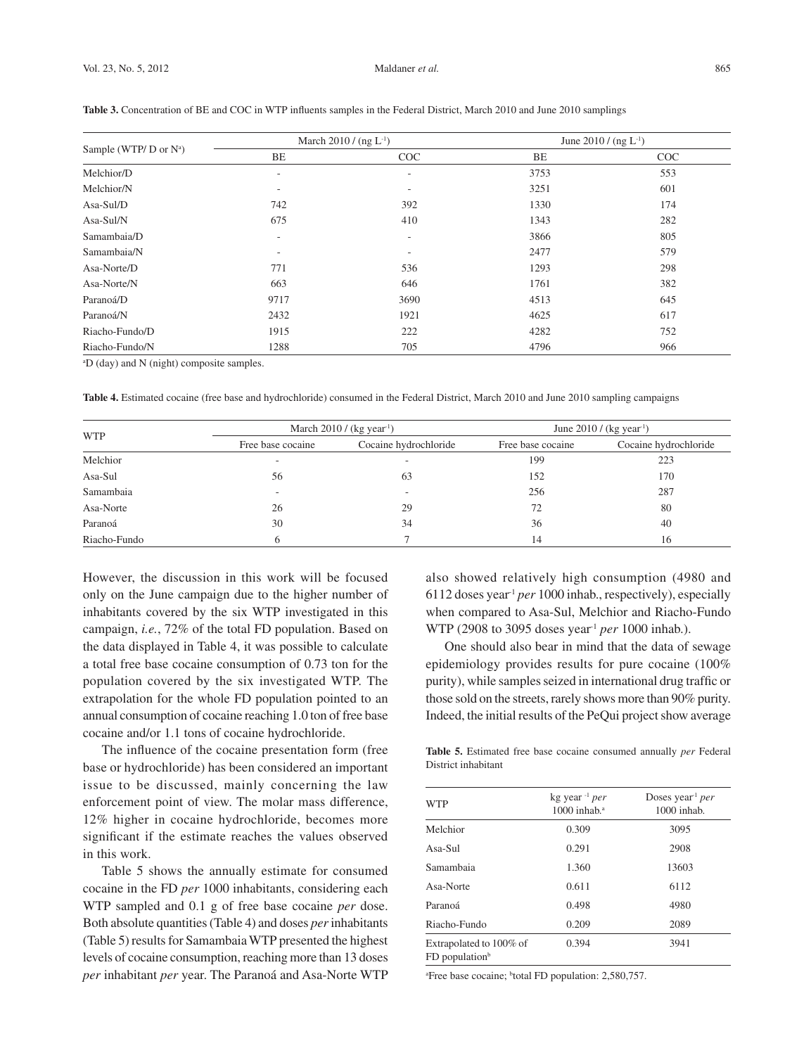**Table 3.** Concentration of BE and COC in WTP influents samples in the Federal District, March 2010 and June 2010 samplings

| Sample (WTP/ D or N[a]) | March 2010 / (ng L$^{-1}$) | | June 2010 / (ng L$^{-1}$) | |
|---|---|---|---|---|
| | BE | COC | BE | COC |
| Melchior/D | - | - | 3753 | 553 |
| Melchior/N | - | - | 3251 | 601 |
| Asa-Sul/D | 742 | 392 | 1330 | 174 |
| Asa-Sul/N | 675 | 410 | 1343 | 282 |
| Samambaia/D | - | - | 3866 | 805 |
| Samambaia/N | - | - | 2477 | 579 |
| Asa-Norte/D | 771 | 536 | 1293 | 298 |
| Asa-Norte/N | 663 | 646 | 1761 | 382 |
| Paranoá/D | 9717 | 3690 | 4513 | 645 |
| Paranoá/N | 2432 | 1921 | 4625 | 617 |
| Riacho-Fundo/D | 1915 | 222 | 4282 | 752 |
| Riacho-Fundo/N | 1288 | 705 | 4796 | 966 |

[a]D (day) and N (night) composite samples.

**Table 4.** Estimated cocaine (free base and hydrochloride) consumed in the Federal District, March 2010 and June 2010 sampling campaigns

| WTP | March 2010 / (kg year$^{-1}$) | | June 2010 / (kg year$^{-1}$) | |
|---|---|---|---|---|
| | Free base cocaine | Cocaine hydrochloride | Free base cocaine | Cocaine hydrochloride |
| Melchior | - | - | 199 | 223 |
| Asa-Sul | 56 | 63 | 152 | 170 |
| Samambaia | - | - | 256 | 287 |
| Asa-Norte | 26 | 29 | 72 | 80 |
| Paranoá | 30 | 34 | 36 | 40 |
| Riacho-Fundo | 6 | 7 | 14 | 16 |

However, the discussion in this work will be focused only on the June campaign due to the higher number of inhabitants covered by the six WTP investigated in this campaign, *i.e.*, 72% of the total FD population. Based on the data displayed in Table 4, it was possible to calculate a total free base cocaine consumption of 0.73 ton for the population covered by the six investigated WTP. The extrapolation for the whole FD population pointed to an annual consumption of cocaine reaching 1.0 ton of free base cocaine and/or 1.1 tons of cocaine hydrochloride.

The influence of the cocaine presentation form (free base or hydrochloride) has been considered an important issue to be discussed, mainly concerning the law enforcement point of view. The molar mass difference, 12% higher in cocaine hydrochloride, becomes more significant if the estimate reaches the values observed in this work.

Table 5 shows the annually estimate for consumed cocaine in the FD *per* 1000 inhabitants, considering each WTP sampled and 0.1 g of free base cocaine *per* dose. Both absolute quantities (Table 4) and doses *per* inhabitants (Table 5) results for Samambaia WTP presented the highest levels of cocaine consumption, reaching more than 13 doses *per* inhabitant *per* year. The Paranoá and Asa-Norte WTP also showed relatively high consumption (4980 and 6112 doses year$^{-1}$ *per* 1000 inhab., respectively), especially when compared to Asa-Sul, Melchior and Riacho-Fundo WTP (2908 to 3095 doses year$^{-1}$ *per* 1000 inhab.).

One should also bear in mind that the data of sewage epidemiology provides results for pure cocaine (100% purity), while samples seized in international drug traffic or those sold on the streets, rarely shows more than 90% purity. Indeed, the initial results of the PeQui project show average

**Table 5.** Estimated free base cocaine consumed annually *per* Federal District inhabitant

| WTP | kg year$^{-1}$ *per* 1000 inhab.[a] | Doses year$^{-1}$ *per* 1000 inhab. |
|---|---|---|
| Melchior | 0.309 | 3095 |
| Asa-Sul | 0.291 | 2908 |
| Samambaia | 1.360 | 13603 |
| Asa-Norte | 0.611 | 6112 |
| Paranoá | 0.498 | 4980 |
| Riacho-Fundo | 0.209 | 2089 |
| Extrapolated to 100% of FD population[b] | 0.394 | 3941 |

[a]Free base cocaine; [b]total FD population: 2,580,757.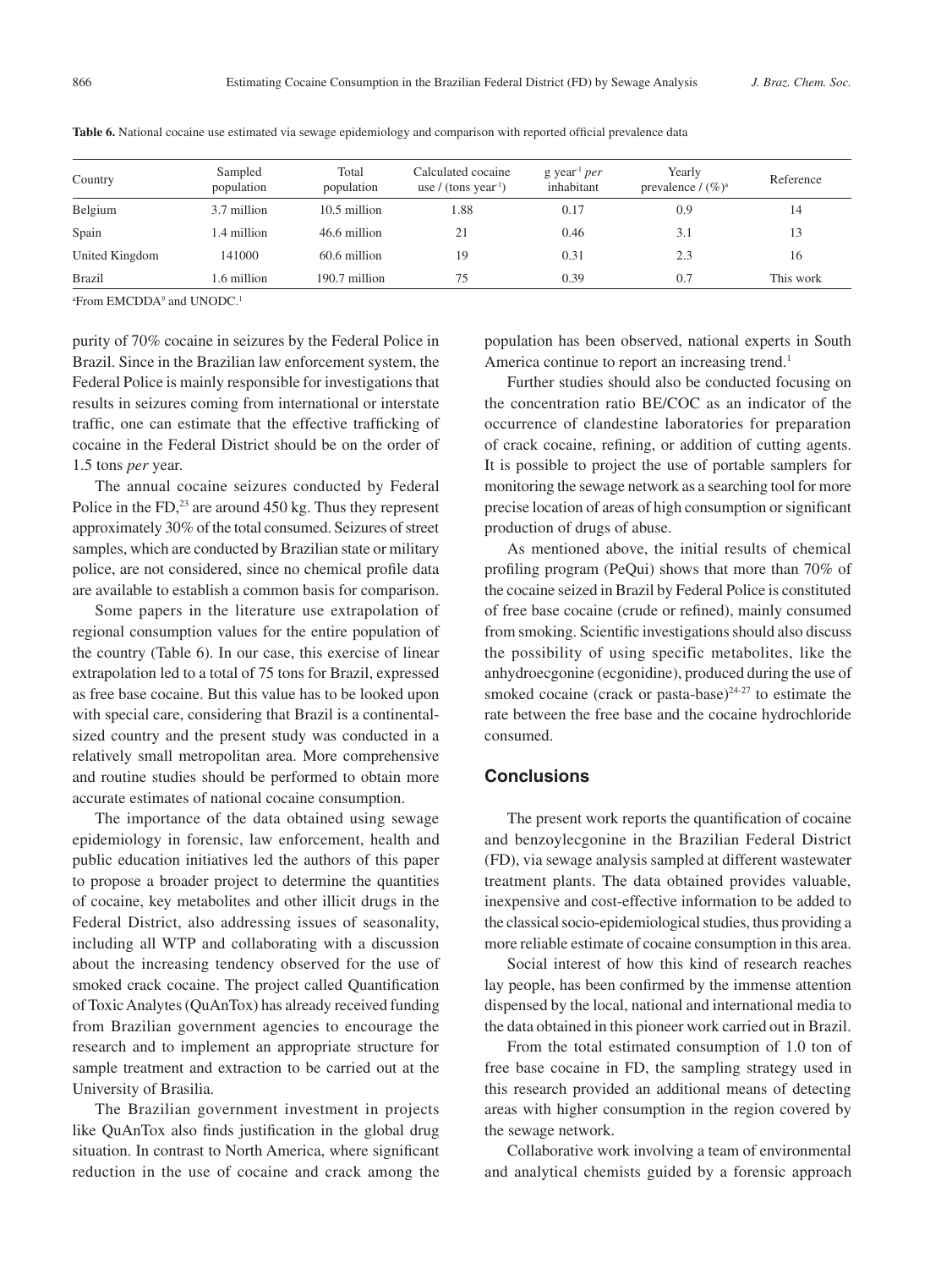**Table 6.** National cocaine use estimated via sewage epidemiology and comparison with reported official prevalence data

| Country | Sampled population | Total population | Calculated cocaine use / (tons year$^{-1}$) | g year$^{-1}$ *per* inhabitant | Yearly prevalence / (%)[a] | Reference |
|---|---|---|---|---|---|---|
| Belgium | 3.7 million | 10.5 million | 1.88 | 0.17 | 0.9 | 14 |
| Spain | 1.4 million | 46.6 million | 21 | 0.46 | 3.1 | 13 |
| United Kingdom | 141000 | 60.6 million | 19 | 0.31 | 2.3 | 16 |
| Brazil | 1.6 million | 190.7 million | 75 | 0.39 | 0.7 | This work |

[a]From EMCDDA[9] and UNODC.[1]

purity of 70% cocaine in seizures by the Federal Police in Brazil. Since in the Brazilian law enforcement system, the Federal Police is mainly responsible for investigations that results in seizures coming from international or interstate traffic, one can estimate that the effective trafficking of cocaine in the Federal District should be on the order of 1.5 tons *per* year.

The annual cocaine seizures conducted by Federal Police in the FD,[23] are around 450 kg. Thus they represent approximately 30% of the total consumed. Seizures of street samples, which are conducted by Brazilian state or military police, are not considered, since no chemical profile data are available to establish a common basis for comparison.

Some papers in the literature use extrapolation of regional consumption values for the entire population of the country (Table 6). In our case, this exercise of linear extrapolation led to a total of 75 tons for Brazil, expressed as free base cocaine. But this value has to be looked upon with special care, considering that Brazil is a continental-sized country and the present study was conducted in a relatively small metropolitan area. More comprehensive and routine studies should be performed to obtain more accurate estimates of national cocaine consumption.

The importance of the data obtained using sewage epidemiology in forensic, law enforcement, health and public education initiatives led the authors of this paper to propose a broader project to determine the quantities of cocaine, key metabolites and other illicit drugs in the Federal District, also addressing issues of seasonality, including all WTP and collaborating with a discussion about the increasing tendency observed for the use of smoked crack cocaine. The project called Quantification of Toxic Analytes (QuAnTox) has already received funding from Brazilian government agencies to encourage the research and to implement an appropriate structure for sample treatment and extraction to be carried out at the University of Brasilia.

The Brazilian government investment in projects like QuAnTox also finds justification in the global drug situation. In contrast to North America, where significant reduction in the use of cocaine and crack among the population has been observed, national experts in South America continue to report an increasing trend.[1]

Further studies should also be conducted focusing on the concentration ratio BE/COC as an indicator of the occurrence of clandestine laboratories for preparation of crack cocaine, refining, or addition of cutting agents. It is possible to project the use of portable samplers for monitoring the sewage network as a searching tool for more precise location of areas of high consumption or significant production of drugs of abuse.

As mentioned above, the initial results of chemical profiling program (PeQui) shows that more than 70% of the cocaine seized in Brazil by Federal Police is constituted of free base cocaine (crude or refined), mainly consumed from smoking. Scientific investigations should also discuss the possibility of using specific metabolites, like the anhydroecgonine (ecgonidine), produced during the use of smoked cocaine (crack or pasta-base)[24-27] to estimate the rate between the free base and the cocaine hydrochloride consumed.

## Conclusions

The present work reports the quantification of cocaine and benzoylecgonine in the Brazilian Federal District (FD), via sewage analysis sampled at different wastewater treatment plants. The data obtained provides valuable, inexpensive and cost-effective information to be added to the classical socio-epidemiological studies, thus providing a more reliable estimate of cocaine consumption in this area.

Social interest of how this kind of research reaches lay people, has been confirmed by the immense attention dispensed by the local, national and international media to the data obtained in this pioneer work carried out in Brazil.

From the total estimated consumption of 1.0 ton of free base cocaine in FD, the sampling strategy used in this research provided an additional means of detecting areas with higher consumption in the region covered by the sewage network.

Collaborative work involving a team of environmental and analytical chemists guided by a forensic approach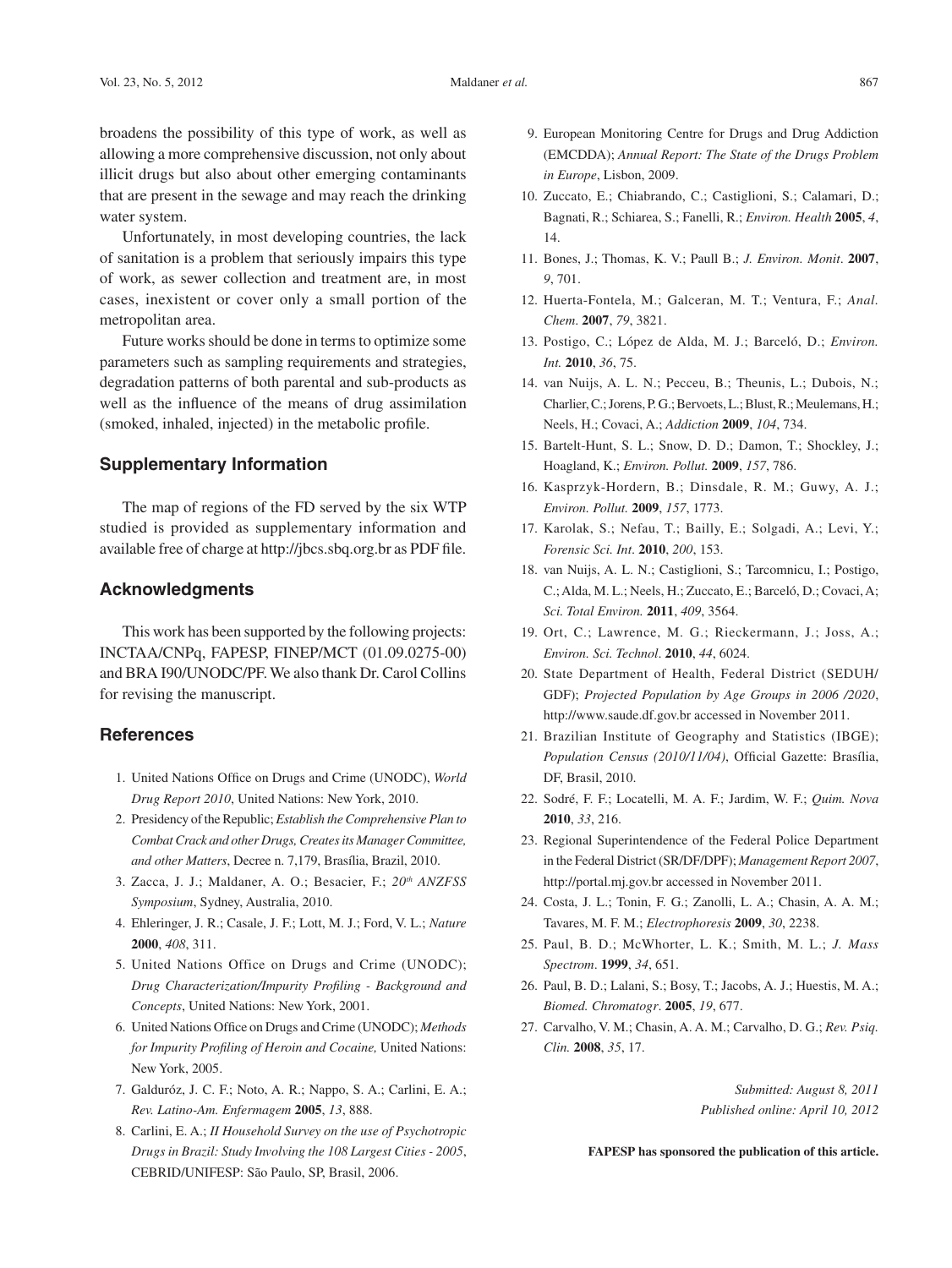broadens the possibility of this type of work, as well as allowing a more comprehensive discussion, not only about illicit drugs but also about other emerging contaminants that are present in the sewage and may reach the drinking water system.

Unfortunately, in most developing countries, the lack of sanitation is a problem that seriously impairs this type of work, as sewer collection and treatment are, in most cases, inexistent or cover only a small portion of the metropolitan area.

Future works should be done in terms to optimize some parameters such as sampling requirements and strategies, degradation patterns of both parental and sub-products as well as the influence of the means of drug assimilation (smoked, inhaled, injected) in the metabolic profile.

## Supplementary Information

The map of regions of the FD served by the six WTP studied is provided as supplementary information and available free of charge at http://jbcs.sbq.org.br as PDF file.

## Acknowledgments

This work has been supported by the following projects: INCTAA/CNPq, FAPESP, FINEP/MCT (01.09.0275-00) and BRA I90/UNODC/PF. We also thank Dr. Carol Collins for revising the manuscript.

## References

1. United Nations Office on Drugs and Crime (UNODC), *World Drug Report 2010*, United Nations: New York, 2010.
2. Presidency of the Republic; *Establish the Comprehensive Plan to Combat Crack and other Drugs, Creates its Manager Committee, and other Matters*, Decree n. 7,179, Brasília, Brazil, 2010.
3. Zacca, J. J.; Maldaner, A. O.; Besacier, F.; *20th ANZFSS Symposium*, Sydney, Australia, 2010.
4. Ehleringer, J. R.; Casale, J. F.; Lott, M. J.; Ford, V. L.; *Nature* **2000**, *408*, 311.
5. United Nations Office on Drugs and Crime (UNODC); *Drug Characterization/Impurity Profiling - Background and Concepts*, United Nations: New York, 2001.
6. United Nations Office on Drugs and Crime (UNODC); *Methods for Impurity Profiling of Heroin and Cocaine,* United Nations: New York, 2005.
7. Galduróz, J. C. F.; Noto, A. R.; Nappo, S. A.; Carlini, E. A.; *Rev. Latino-Am. Enfermagem* **2005**, *13*, 888.
8. Carlini, E. A.; *II Household Survey on the use of Psychotropic Drugs in Brazil: Study Involving the 108 Largest Cities - 2005*, CEBRID/UNIFESP: São Paulo, SP, Brasil, 2006.
9. European Monitoring Centre for Drugs and Drug Addiction (EMCDDA); *Annual Report: The State of the Drugs Problem in Europe*, Lisbon, 2009.
10. Zuccato, E.; Chiabrando, C.; Castiglioni, S.; Calamari, D.; Bagnati, R.; Schiarea, S.; Fanelli, R.; *Environ. Health* **2005**, *4*, 14.
11. Bones, J.; Thomas, K. V.; Paull B.; *J. Environ. Monit*. **2007**, *9*, 701.
12. Huerta-Fontela, M.; Galceran, M. T.; Ventura, F.; *Anal. Chem.* **2007**, *79*, 3821.
13. Postigo, C.; López de Alda, M. J.; Barceló, D.; *Environ. Int.* **2010**, *36*, 75.
14. van Nuijs, A. L. N.; Pecceu, B.; Theunis, L.; Dubois, N.; Charlier, C.; Jorens, P. G.; Bervoets, L.; Blust, R.; Meulemans, H.; Neels, H.; Covaci, A.; *Addiction* **2009**, *104*, 734.
15. Bartelt-Hunt, S. L.; Snow, D. D.; Damon, T.; Shockley, J.; Hoagland, K.; *Environ. Pollut.* **2009**, *157*, 786.
16. Kasprzyk-Hordern, B.; Dinsdale, R. M.; Guwy, A. J.; *Environ. Pollut.* **2009**, *157*, 1773.
17. Karolak, S.; Nefau, T.; Bailly, E.; Solgadi, A.; Levi, Y.; *Forensic Sci. Int*. **2010**, *200*, 153.
18. van Nuijs, A. L. N.; Castiglioni, S.; Tarcomnicu, I.; Postigo, C.; Alda, M. L.; Neels, H.; Zuccato, E.; Barceló, D.; Covaci, A; *Sci. Total Environ.* **2011**, *409*, 3564.
19. Ort, C.; Lawrence, M. G.; Rieckermann, J.; Joss, A.; *Environ. Sci. Technol*. **2010**, *44*, 6024.
20. State Department of Health, Federal District (SEDUH/GDF); *Projected Population by Age Groups in 2006 /2020*, http://www.saude.df.gov.br accessed in November 2011.
21. Brazilian Institute of Geography and Statistics (IBGE); *Population Census (2010/11/04)*, Official Gazette: Brasília, DF, Brasil, 2010.
22. Sodré, F. F.; Locatelli, M. A. F.; Jardim, W. F.; *Quim. Nova* **2010**, *33*, 216.
23. Regional Superintendence of the Federal Police Department in the Federal District (SR/DF/DPF); *Management Report 2007*, http://portal.mj.gov.br accessed in November 2011.
24. Costa, J. L.; Tonin, F. G.; Zanolli, L. A.; Chasin, A. A. M.; Tavares, M. F. M.; *Electrophoresis* **2009**, *30*, 2238.
25. Paul, B. D.; McWhorter, L. K.; Smith, M. L.; *J. Mass Spectrom*. **1999**, *34*, 651.
26. Paul, B. D.; Lalani, S.; Bosy, T.; Jacobs, A. J.; Huestis, M. A.; *Biomed. Chromatogr*. **2005**, *19*, 677.
27. Carvalho, V. M.; Chasin, A. A. M.; Carvalho, D. G.; *Rev. Psiq. Clin.* **2008**, *35*, 17.

*Submitted: August 8, 2011*
*Published online: April 10, 2012*

**FAPESP has sponsored the publication of this article.**